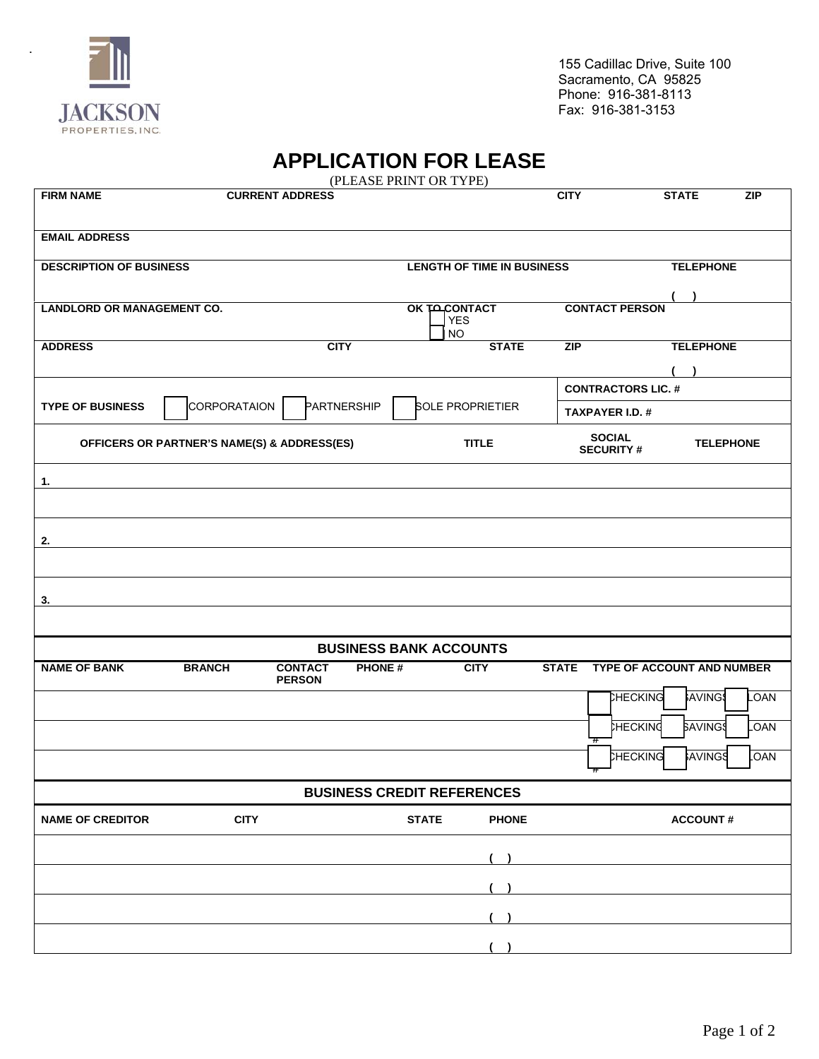JACKSON PROPERTIES, INC.

155 Cadillac Drive, Suite 100
Sacramento, CA 95825
Phone: 916-381-8113
Fax: 916-381-3153

# APPLICATION FOR LEASE

(PLEASE PRINT OR TYPE)

| FIRM NAME | CURRENT ADDRESS | CITY | STATE | ZIP |
|---|---|---|---|---|
| | | | | |

| EMAIL ADDRESS |
|---|
| |

| DESCRIPTION OF BUSINESS | LENGTH OF TIME IN BUSINESS | TELEPHONE |
|---|---|---|
| | | (   ) |

| LANDLORD OR MANAGEMENT CO. | OK TO CONTACT | CONTACT PERSON |
|---|---|---|
| | ☐ YES ☐ NO | |

| ADDRESS | CITY | STATE | ZIP | TELEPHONE |
|---|---|---|---|---|
| | | | | (   ) |

| TYPE OF BUSINESS | ☐ CORPORATAION ☐ PARTNERSHIP ☐ SOLE PROPRIETIER | CONTRACTORS LIC. # |
|---|---|---|
| | | TAXPAYER I.D. # |

| OFFICERS OR PARTNER'S NAME(S) & ADDRESS(ES) | TITLE | SOCIAL SECURITY # | TELEPHONE |
|---|---|---|---|
| 1. | | | |
| | | | |
| 2. | | | |
| | | | |
| 3. | | | |
| | | | |

## BUSINESS BANK ACCOUNTS

| NAME OF BANK | BRANCH | CONTACT PERSON | PHONE # | CITY | STATE | TYPE OF ACCOUNT AND NUMBER |
|---|---|---|---|---|---|---|
| | | | | | | ☐ CHECKING ☐ SAVINGS ☐ LOAN # |
| | | | | | | ☐ CHECKING ☐ SAVINGS ☐ LOAN # |
| | | | | | | ☐ CHECKING ☐ SAVINGS ☐ LOAN # |

## BUSINESS CREDIT REFERENCES

| NAME OF CREDITOR | CITY | STATE | PHONE | ACCOUNT # |
|---|---|---|---|---|
| | | | (   ) | |
| | | | (   ) | |
| | | | (   ) | |
| | | | (   ) | |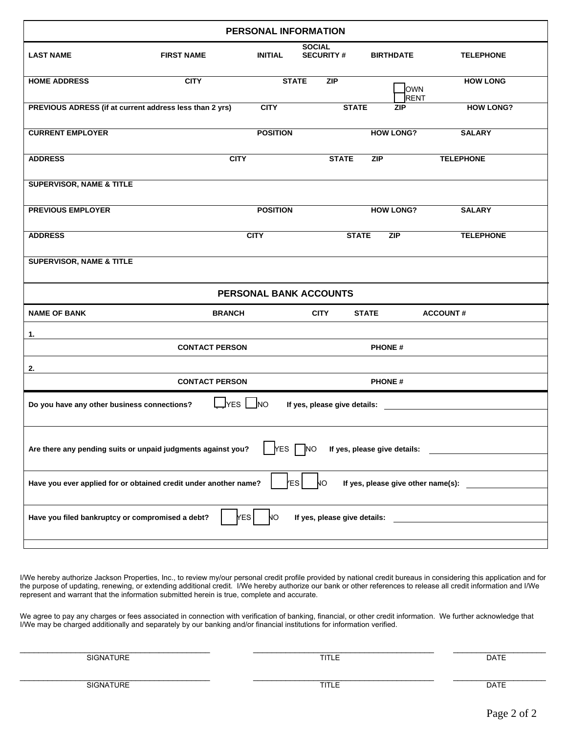## PERSONAL INFORMATION

| LAST NAME | FIRST NAME | INITIAL | SOCIAL SECURITY # | BIRTHDATE | TELEPHONE |
|---|---|---|---|---|---|
| | | | | | |

| HOME ADDRESS | CITY | STATE | ZIP | ☐ OWN ☐ RENT | HOW LONG |
|---|---|---|---|---|---|
| | | | | | |

| PREVIOUS ADRESS (if at current address less than 2 yrs) | CITY | STATE | ZIP | HOW LONG? |
|---|---|---|---|---|
| | | | | |

| CURRENT EMPLOYER | POSITION | HOW LONG? | SALARY |
|---|---|---|---|
| | | | |

| ADDRESS | CITY | STATE | ZIP | TELEPHONE |
|---|---|---|---|---|
| | | | | |

**SUPERVISOR, NAME & TITLE**

| PREVIOUS EMPLOYER | POSITION | HOW LONG? | SALARY |
|---|---|---|---|
| | | | |

| ADDRESS | CITY | STATE | ZIP | TELEPHONE |
|---|---|---|---|---|
| | | | | |

**SUPERVISOR, NAME & TITLE**

## PERSONAL BANK ACCOUNTS

| NAME OF BANK | BRANCH | CITY | STATE | ACCOUNT # |
|---|---|---|---|---|
| 1. | | | | |
| | CONTACT PERSON | | PHONE # | |
| 2. | | | | |
| | CONTACT PERSON | | PHONE # | |

Do you have any other business connections? ☐ YES ☐ NO If yes, please give details: ______________________

Are there any pending suits or unpaid judgments against you? ☐ YES ☐ NO If yes, please give details: ______________________

Have you ever applied for or obtained credit under another name? ☐ YES ☐ NO If yes, please give other name(s): ______________________

Have you filed bankruptcy or compromised a debt? ☐ YES ☐ NO If yes, please give details: ______________________

I/We hereby authorize Jackson Properties, Inc., to review my/our personal credit profile provided by national credit bureaus in considering this application and for the purpose of updating, renewing, or extending additional credit. I/We hereby authorize our bank or other references to release all credit information and I/We represent and warrant that the information submitted herein is true, complete and accurate.

We agree to pay any charges or fees associated in connection with verification of banking, financial, or other credit information. We further acknowledge that I/We may be charged additionally and separately by our banking and/or financial institutions for information verified.

| _________________________ | _________________________ | ______________ |
|---|---|---|
| SIGNATURE | TITLE | DATE |
| _________________________ | _________________________ | ______________ |
| SIGNATURE | TITLE | DATE |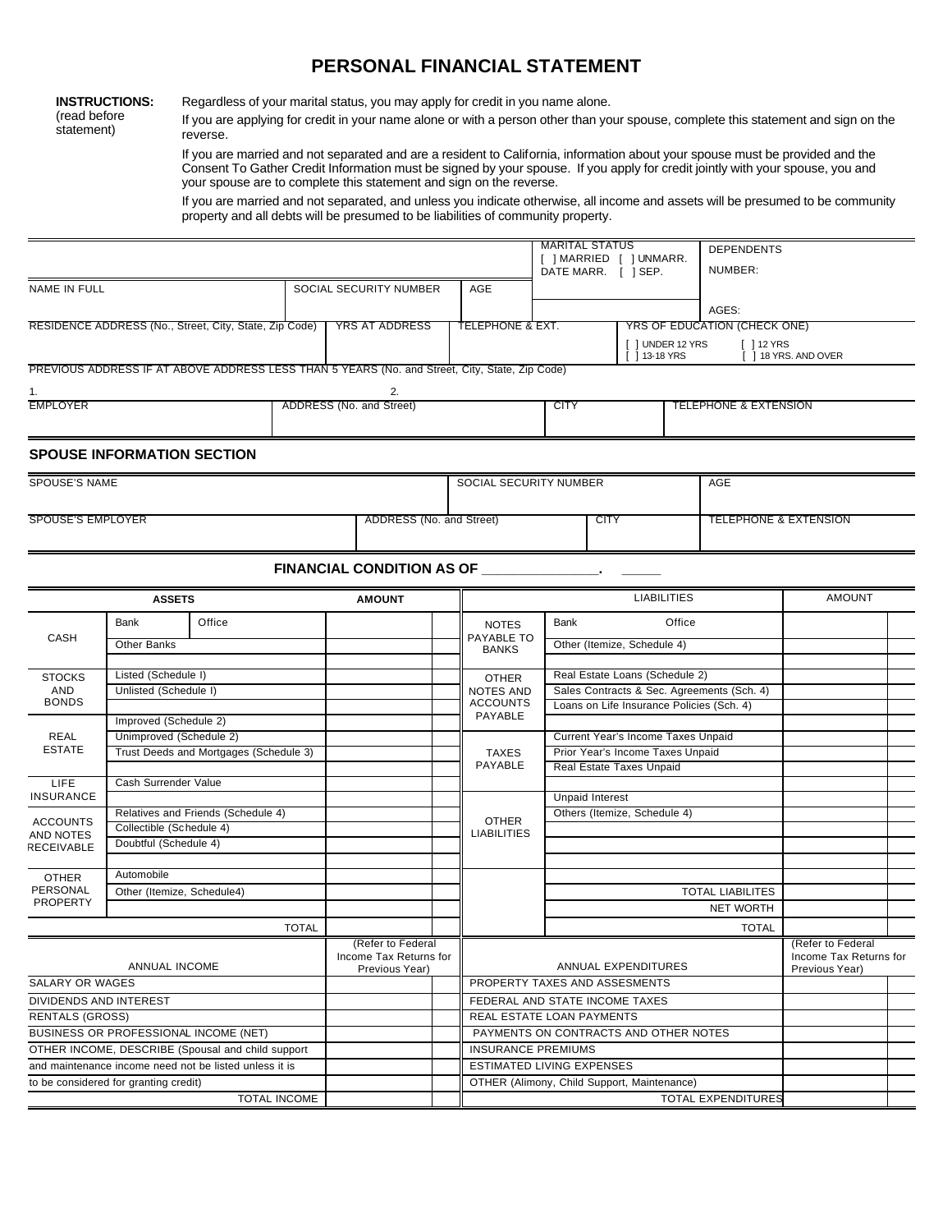# PERSONAL FINANCIAL STATEMENT

**INSTRUCTIONS:** (read before statement)

Regardless of your marital status, you may apply for credit in you name alone.

If you are applying for credit in your name alone or with a person other than your spouse, complete this statement and sign on the reverse.

If you are married and not separated and are a resident to California, information about your spouse must be provided and the Consent To Gather Credit Information must be signed by your spouse. If you apply for credit jointly with your spouse, you and your spouse are to complete this statement and sign on the reverse.

If you are married and not separated, and unless you indicate otherwise, all income and assets will be presumed to be community property and all debts will be presumed to be liabilities of community property.

| | | | MARITAL STATUS [ ] MARRIED [ ] UNMARR. DATE MARR. [ ] SEP. | DEPENDENTS NUMBER: |
|---|---|---|---|---|
| NAME IN FULL | SOCIAL SECURITY NUMBER | AGE | | AGES: |
| RESIDENCE ADDRESS (No., Street, City, State, Zip Code) | YRS AT ADDRESS | TELEPHONE & EXT. | | YRS OF EDUCATION (CHECK ONE) [ ] UNDER 12 YRS [ ] 12 YRS [ ] 13-18 YRS [ ] 18 YRS. AND OVER |

PREVIOUS ADDRESS IF AT ABOVE ADDRESS LESS THAN 5 YEARS (No. and Street, City, State, Zip Code)

1. 2.

| EMPLOYER | ADDRESS (No. and Street) | CITY | TELEPHONE & EXTENSION |
|---|---|---|---|
| | | | |

## SPOUSE INFORMATION SECTION

| SPOUSE'S NAME | SOCIAL SECURITY NUMBER | AGE |
|---|---|---|
| | | |

| SPOUSE'S EMPLOYER | ADDRESS (No. and Street) | CITY | TELEPHONE & EXTENSION |
|---|---|---|---|
| | | | |

**FINANCIAL CONDITION AS OF \_\_\_\_\_\_\_\_\_\_\_\_\_\_\_. \_\_\_\_\_**

| ASSETS | | AMOUNT | | LIABILITIES | | AMOUNT | |
|---|---|---|---|---|---|---|---|
| CASH | Bank Office | | | NOTES PAYABLE TO BANKS | Bank Office | | |
| | Other Banks | | | | Other (Itemize, Schedule 4) | | |
| | | | | | | | |
| STOCKS AND BONDS | Listed (Schedule I) | | | OTHER NOTES AND ACCOUNTS PAYABLE | Real Estate Loans (Schedule 2) | | |
| | Unlisted (Schedule I) | | | | Sales Contracts & Sec. Agreements (Sch. 4) | | |
| | | | | | Loans on Life Insurance Policies (Sch. 4) | | |
| REAL ESTATE | Improved (Schedule 2) | | | | | | |
| | Unimproved (Schedule 2) | | | TAXES PAYABLE | Current Year's Income Taxes Unpaid | | |
| | Trust Deeds and Mortgages (Schedule 3) | | | | Prior Year's Income Taxes Unpaid | | |
| | | | | | Real Estate Taxes Unpaid | | |
| LIFE INSURANCE | Cash Surrender Value | | | | | | |
| | | | | OTHER LIABILITIES | Unpaid Interest | | |
| ACCOUNTS AND NOTES RECEIVABLE | Relatives and Friends (Schedule 4) | | | | Others (Itemize, Schedule 4) | | |
| | Collectible (Schedule 4) | | | | | | |
| | Doubtful (Schedule 4) | | | | | | |
| | | | | | | | |
| OTHER PERSONAL PROPERTY | Automobile | | | | | | |
| | Other (Itemize, Schedule4) | | | | TOTAL LIABILITES | | |
| | | | | | NET WORTH | | |
| | TOTAL | | | | TOTAL | | |

| ANNUAL INCOME | (Refer to Federal Income Tax Returns for Previous Year) | | ANNUAL EXPENDITURES | (Refer to Federal Income Tax Returns for Previous Year) | |
|---|---|---|---|---|---|
| SALARY OR WAGES | | | PROPERTY TAXES AND ASSESMENTS | | |
| DIVIDENDS AND INTEREST | | | FEDERAL AND STATE INCOME TAXES | | |
| RENTALS (GROSS) | | | REAL ESTATE LOAN PAYMENTS | | |
| BUSINESS OR PROFESSIONAL INCOME (NET) | | | PAYMENTS ON CONTRACTS AND OTHER NOTES | | |
| OTHER INCOME, DESCRIBE (Spousal and child support | | | INSURANCE PREMIUMS | | |
| and maintenance income need not be listed unless it is | | | ESTIMATED LIVING EXPENSES | | |
| to be considered for granting credit) | | | OTHER (Alimony, Child Support, Maintenance) | | |
| TOTAL INCOME | | | TOTAL EXPENDITURES | | |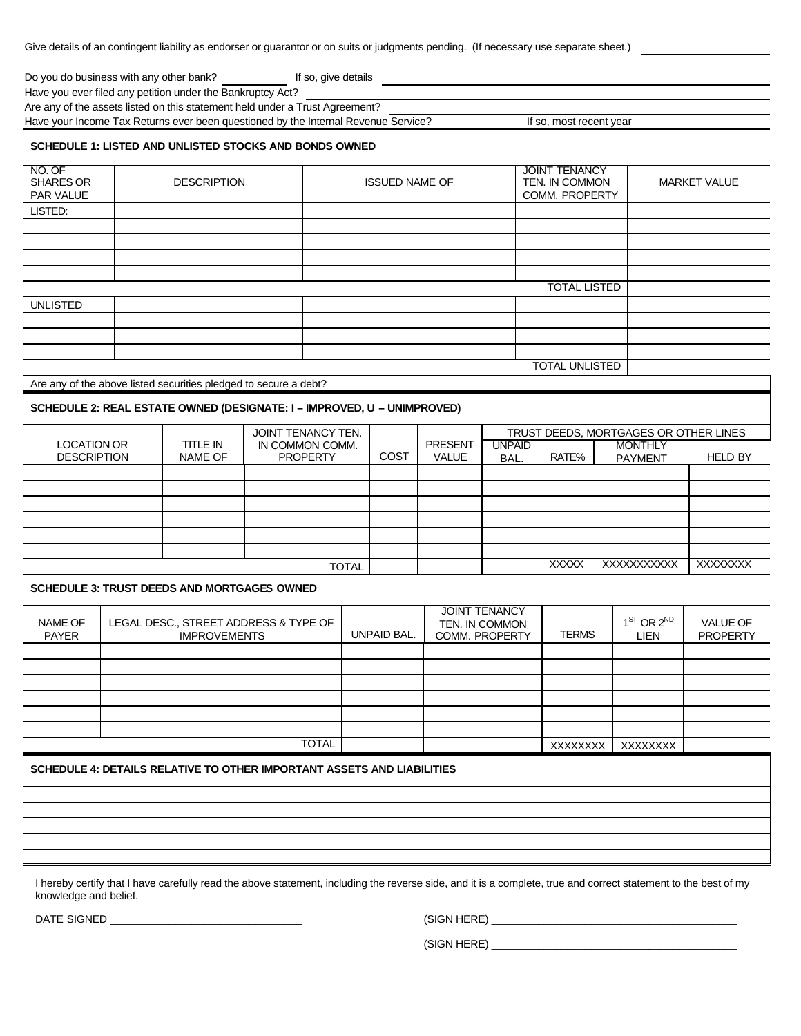Give details of an contingent liability as endorser or guarantor or on suits or judgments pending. (If necessary use separate sheet.) ____________

Do you do business with any other bank? __________ If so, give details ____________________

Have you ever filed any petition under the Bankruptcy Act? ____________________

Are any of the assets listed on this statement held under a Trust Agreement? ____________________

Have your Income Tax Returns ever been questioned by the Internal Revenue Service? __________ If so, most recent year __________

**SCHEDULE 1: LISTED AND UNLISTED STOCKS AND BONDS OWNED**

| NO. OF SHARES OR PAR VALUE | DESCRIPTION | ISSUED NAME OF | JOINT TENANCY TEN. IN COMMON COMM. PROPERTY | MARKET VALUE |
|---|---|---|---|---|
| LISTED: | | | | |
| | | | | |
| | | | | |
| | | | | |
| | | | | |
| | | | TOTAL LISTED | |
| UNLISTED | | | | |
| | | | | |
| | | | | |
| | | | | |
| | | | TOTAL UNLISTED | |

Are any of the above listed securities pledged to secure a debt?

**SCHEDULE 2: REAL ESTATE OWNED (DESIGNATE: I – IMPROVED, U – UNIMPROVED)**

| LOCATION OR DESCRIPTION | TITLE IN NAME OF | JOINT TENANCY TEN. IN COMMON COMM. PROPERTY | COST | PRESENT VALUE | TRUST DEEDS, MORTGAGES OR OTHER LINES | | | |
|---|---|---|---|---|---|---|---|---|
| | | | | | UNPAID BAL. | RATE% | MONTHLY PAYMENT | HELD BY |
| | | | | | | | | |
| | | | | | | | | |
| | | | | | | | | |
| | | | | | | | | |
| | | | | | | | | |
| | | TOTAL | | | | XXXXX | XXXXXXXXXXX | XXXXXXXX |

**SCHEDULE 3: TRUST DEEDS AND MORTGAGES OWNED**

| NAME OF PAYER | LEGAL DESC., STREET ADDRESS & TYPE OF IMPROVEMENTS | UNPAID BAL. | JOINT TENANCY TEN. IN COMMON COMM. PROPERTY | TERMS | 1ST OR 2ND LIEN | VALUE OF PROPERTY |
|---|---|---|---|---|---|---|
| | | | | | | |
| | | | | | | |
| | | | | | | |
| | | | | | | |
| | | | | | | |
| | | | | | | |
| | TOTAL | | | XXXXXXXX | XXXXXXXX | |

**SCHEDULE 4: DETAILS RELATIVE TO OTHER IMPORTANT ASSETS AND LIABILITIES**

I hereby certify that I have carefully read the above statement, including the reverse side, and it is a complete, true and correct statement to the best of my knowledge and belief.

DATE SIGNED ______________________________ (SIGN HERE) ________________________________________

(SIGN HERE) ________________________________________